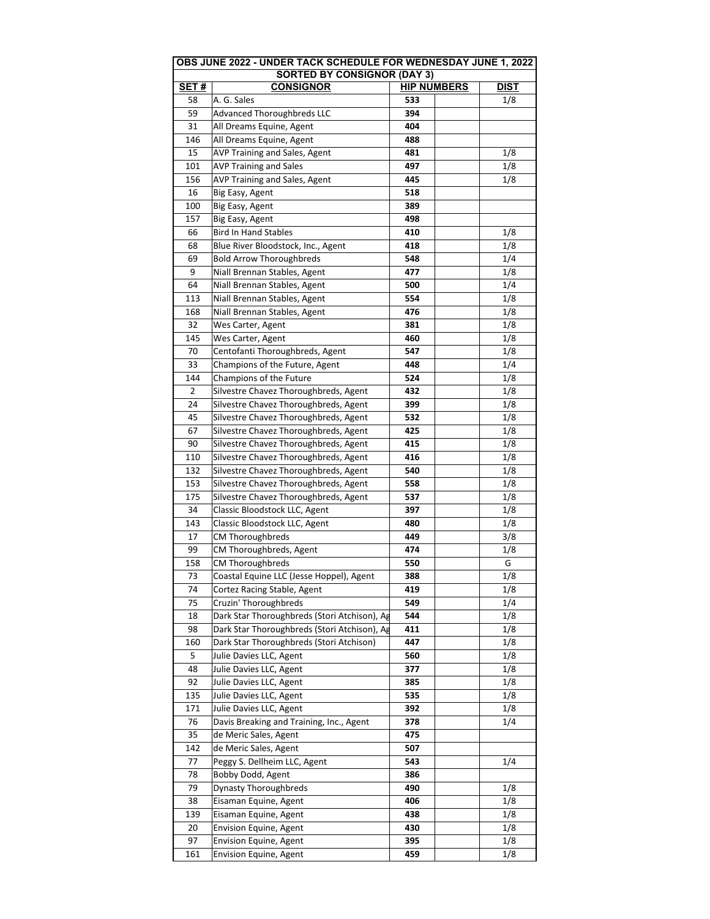# OBS JUNE 2022 - UNDER TACK SCHEDULE FOR WEDNESDAY JUNE 1, 2022

## SORTED BY CONSIGNOR (DAY 3)

| SET # | CONSIGNOR | HIP NUMBERS | | DIST |
|---|---|---|---|---|
| 58 | A. G. Sales | **533** | | 1/8 |
| 59 | Advanced Thoroughbreds LLC | **394** | | |
| 31 | All Dreams Equine, Agent | **404** | | |
| 146 | All Dreams Equine, Agent | **488** | | |
| 15 | AVP Training and Sales, Agent | **481** | | 1/8 |
| 101 | AVP Training and Sales | **497** | | 1/8 |
| 156 | AVP Training and Sales, Agent | **445** | | 1/8 |
| 16 | Big Easy, Agent | **518** | | |
| 100 | Big Easy, Agent | **389** | | |
| 157 | Big Easy, Agent | **498** | | |
| 66 | Bird In Hand Stables | **410** | | 1/8 |
| 68 | Blue River Bloodstock, Inc., Agent | **418** | | 1/8 |
| 69 | Bold Arrow Thoroughbreds | **548** | | 1/4 |
| 9 | Niall Brennan Stables, Agent | **477** | | 1/8 |
| 64 | Niall Brennan Stables, Agent | **500** | | 1/4 |
| 113 | Niall Brennan Stables, Agent | **554** | | 1/8 |
| 168 | Niall Brennan Stables, Agent | **476** | | 1/8 |
| 32 | Wes Carter, Agent | **381** | | 1/8 |
| 145 | Wes Carter, Agent | **460** | | 1/8 |
| 70 | Centofanti Thoroughbreds, Agent | **547** | | 1/8 |
| 33 | Champions of the Future, Agent | **448** | | 1/4 |
| 144 | Champions of the Future | **524** | | 1/8 |
| 2 | Silvestre Chavez Thoroughbreds, Agent | **432** | | 1/8 |
| 24 | Silvestre Chavez Thoroughbreds, Agent | **399** | | 1/8 |
| 45 | Silvestre Chavez Thoroughbreds, Agent | **532** | | 1/8 |
| 67 | Silvestre Chavez Thoroughbreds, Agent | **425** | | 1/8 |
| 90 | Silvestre Chavez Thoroughbreds, Agent | **415** | | 1/8 |
| 110 | Silvestre Chavez Thoroughbreds, Agent | **416** | | 1/8 |
| 132 | Silvestre Chavez Thoroughbreds, Agent | **540** | | 1/8 |
| 153 | Silvestre Chavez Thoroughbreds, Agent | **558** | | 1/8 |
| 175 | Silvestre Chavez Thoroughbreds, Agent | **537** | | 1/8 |
| 34 | Classic Bloodstock LLC, Agent | **397** | | 1/8 |
| 143 | Classic Bloodstock LLC, Agent | **480** | | 1/8 |
| 17 | CM Thoroughbreds | **449** | | 3/8 |
| 99 | CM Thoroughbreds, Agent | **474** | | 1/8 |
| 158 | CM Thoroughbreds | **550** | | G |
| 73 | Coastal Equine LLC (Jesse Hoppel), Agent | **388** | | 1/8 |
| 74 | Cortez Racing Stable, Agent | **419** | | 1/8 |
| 75 | Cruzin' Thoroughbreds | **549** | | 1/4 |
| 18 | Dark Star Thoroughbreds (Stori Atchison), Ag | **544** | | 1/8 |
| 98 | Dark Star Thoroughbreds (Stori Atchison), Ag | **411** | | 1/8 |
| 160 | Dark Star Thoroughbreds (Stori Atchison) | **447** | | 1/8 |
| 5 | Julie Davies LLC, Agent | **560** | | 1/8 |
| 48 | Julie Davies LLC, Agent | **377** | | 1/8 |
| 92 | Julie Davies LLC, Agent | **385** | | 1/8 |
| 135 | Julie Davies LLC, Agent | **535** | | 1/8 |
| 171 | Julie Davies LLC, Agent | **392** | | 1/8 |
| 76 | Davis Breaking and Training, Inc., Agent | **378** | | 1/4 |
| 35 | de Meric Sales, Agent | **475** | | |
| 142 | de Meric Sales, Agent | **507** | | |
| 77 | Peggy S. Dellheim LLC, Agent | **543** | | 1/4 |
| 78 | Bobby Dodd, Agent | **386** | | |
| 79 | Dynasty Thoroughbreds | **490** | | 1/8 |
| 38 | Eisaman Equine, Agent | **406** | | 1/8 |
| 139 | Eisaman Equine, Agent | **438** | | 1/8 |
| 20 | Envision Equine, Agent | **430** | | 1/8 |
| 97 | Envision Equine, Agent | **395** | | 1/8 |
| 161 | Envision Equine, Agent | **459** | | 1/8 |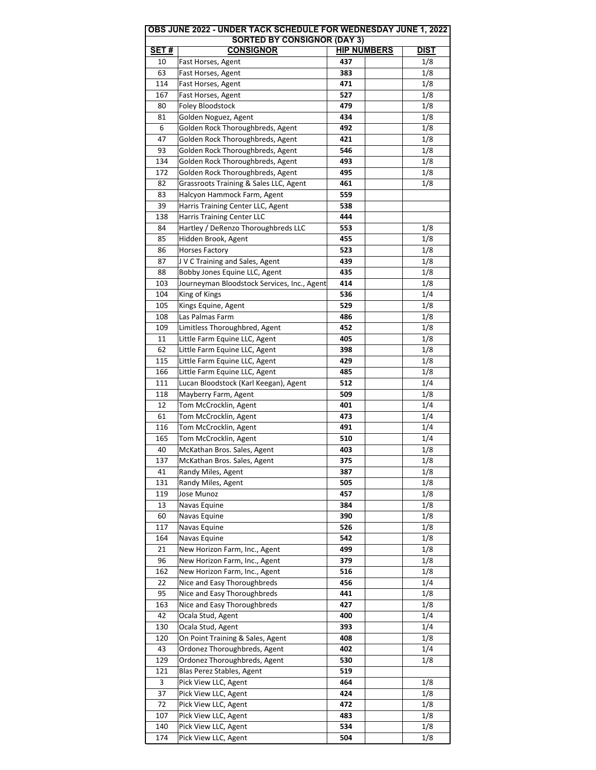| OBS JUNE 2022 - UNDER TACK SCHEDULE FOR WEDNESDAY JUNE 1, 2022 | | | | |
|---|---|---|---|---|
| SORTED BY CONSIGNOR (DAY 3) | | | | |
| **SET #** | **CONSIGNOR** | **HIP NUMBERS** | | **DIST** |
| 10 | Fast Horses, Agent | **437** | | 1/8 |
| 63 | Fast Horses, Agent | **383** | | 1/8 |
| 114 | Fast Horses, Agent | **471** | | 1/8 |
| 167 | Fast Horses, Agent | **527** | | 1/8 |
| 80 | Foley Bloodstock | **479** | | 1/8 |
| 81 | Golden Noguez, Agent | **434** | | 1/8 |
| 6 | Golden Rock Thoroughbreds, Agent | **492** | | 1/8 |
| 47 | Golden Rock Thoroughbreds, Agent | **421** | | 1/8 |
| 93 | Golden Rock Thoroughbreds, Agent | **546** | | 1/8 |
| 134 | Golden Rock Thoroughbreds, Agent | **493** | | 1/8 |
| 172 | Golden Rock Thoroughbreds, Agent | **495** | | 1/8 |
| 82 | Grassroots Training & Sales LLC, Agent | **461** | | 1/8 |
| 83 | Halcyon Hammock Farm, Agent | **559** | | |
| 39 | Harris Training Center LLC, Agent | **538** | | |
| 138 | Harris Training Center LLC | **444** | | |
| 84 | Hartley / DeRenzo Thoroughbreds LLC | **553** | | 1/8 |
| 85 | Hidden Brook, Agent | **455** | | 1/8 |
| 86 | Horses Factory | **523** | | 1/8 |
| 87 | J V C Training and Sales, Agent | **439** | | 1/8 |
| 88 | Bobby Jones Equine LLC, Agent | **435** | | 1/8 |
| 103 | Journeyman Bloodstock Services, Inc., Agent | **414** | | 1/8 |
| 104 | King of Kings | **536** | | 1/4 |
| 105 | Kings Equine, Agent | **529** | | 1/8 |
| 108 | Las Palmas Farm | **486** | | 1/8 |
| 109 | Limitless Thoroughbred, Agent | **452** | | 1/8 |
| 11 | Little Farm Equine LLC, Agent | **405** | | 1/8 |
| 62 | Little Farm Equine LLC, Agent | **398** | | 1/8 |
| 115 | Little Farm Equine LLC, Agent | **429** | | 1/8 |
| 166 | Little Farm Equine LLC, Agent | **485** | | 1/8 |
| 111 | Lucan Bloodstock (Karl Keegan), Agent | **512** | | 1/4 |
| 118 | Mayberry Farm, Agent | **509** | | 1/8 |
| 12 | Tom McCrocklin, Agent | **401** | | 1/4 |
| 61 | Tom McCrocklin, Agent | **473** | | 1/4 |
| 116 | Tom McCrocklin, Agent | **491** | | 1/4 |
| 165 | Tom McCrocklin, Agent | **510** | | 1/4 |
| 40 | McKathan Bros. Sales, Agent | **403** | | 1/8 |
| 137 | McKathan Bros. Sales, Agent | **375** | | 1/8 |
| 41 | Randy Miles, Agent | **387** | | 1/8 |
| 131 | Randy Miles, Agent | **505** | | 1/8 |
| 119 | Jose Munoz | **457** | | 1/8 |
| 13 | Navas Equine | **384** | | 1/8 |
| 60 | Navas Equine | **390** | | 1/8 |
| 117 | Navas Equine | **526** | | 1/8 |
| 164 | Navas Equine | **542** | | 1/8 |
| 21 | New Horizon Farm, Inc., Agent | **499** | | 1/8 |
| 96 | New Horizon Farm, Inc., Agent | **379** | | 1/8 |
| 162 | New Horizon Farm, Inc., Agent | **516** | | 1/8 |
| 22 | Nice and Easy Thoroughbreds | **456** | | 1/4 |
| 95 | Nice and Easy Thoroughbreds | **441** | | 1/8 |
| 163 | Nice and Easy Thoroughbreds | **427** | | 1/8 |
| 42 | Ocala Stud, Agent | **400** | | 1/4 |
| 130 | Ocala Stud, Agent | **393** | | 1/4 |
| 120 | On Point Training & Sales, Agent | **408** | | 1/8 |
| 43 | Ordonez Thoroughbreds, Agent | **402** | | 1/4 |
| 129 | Ordonez Thoroughbreds, Agent | **530** | | 1/8 |
| 121 | Blas Perez Stables, Agent | **519** | | |
| 3 | Pick View LLC, Agent | **464** | | 1/8 |
| 37 | Pick View LLC, Agent | **424** | | 1/8 |
| 72 | Pick View LLC, Agent | **472** | | 1/8 |
| 107 | Pick View LLC, Agent | **483** | | 1/8 |
| 140 | Pick View LLC, Agent | **534** | | 1/8 |
| 174 | Pick View LLC, Agent | **504** | | 1/8 |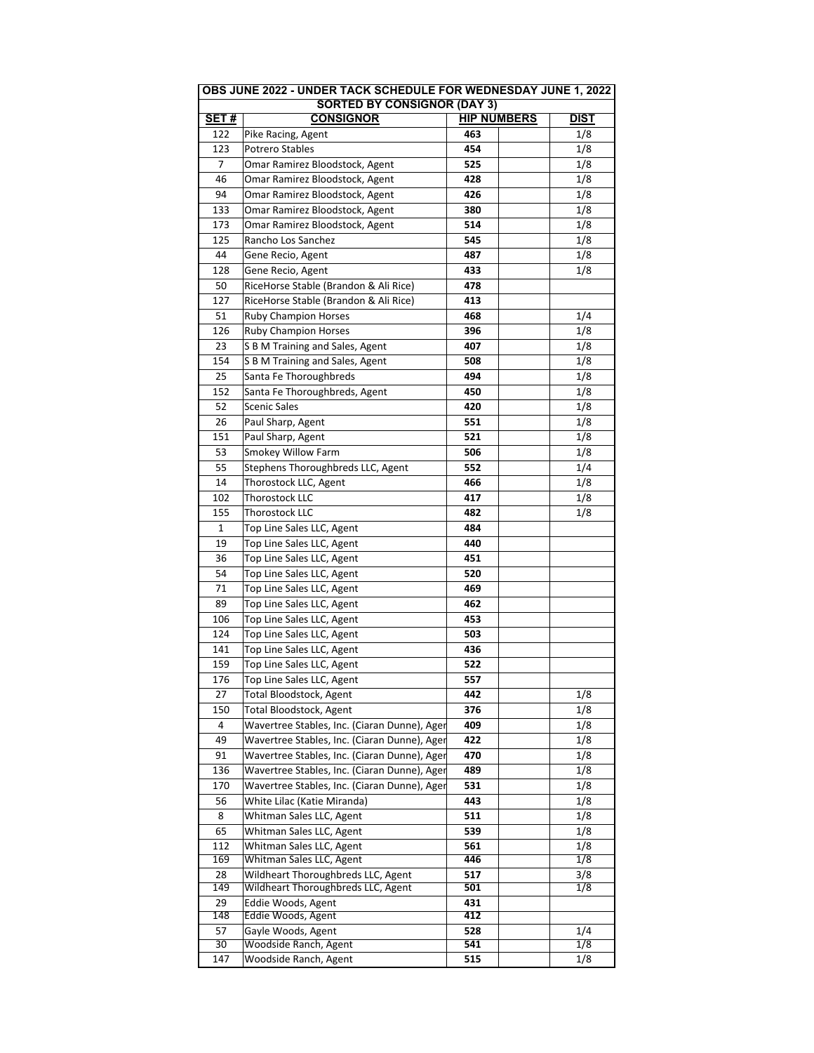| OBS JUNE 2022 - UNDER TACK SCHEDULE FOR WEDNESDAY JUNE 1, 2022 | | | | |
|---|---|---|---|---|
| **SORTED BY CONSIGNOR (DAY 3)** | | | | |
| **SET #** | **CONSIGNOR** | **HIP NUMBERS** | | **DIST** |
| 122 | Pike Racing, Agent | **463** | | 1/8 |
| 123 | Potrero Stables | **454** | | 1/8 |
| 7 | Omar Ramirez Bloodstock, Agent | **525** | | 1/8 |
| 46 | Omar Ramirez Bloodstock, Agent | **428** | | 1/8 |
| 94 | Omar Ramirez Bloodstock, Agent | **426** | | 1/8 |
| 133 | Omar Ramirez Bloodstock, Agent | **380** | | 1/8 |
| 173 | Omar Ramirez Bloodstock, Agent | **514** | | 1/8 |
| 125 | Rancho Los Sanchez | **545** | | 1/8 |
| 44 | Gene Recio, Agent | **487** | | 1/8 |
| 128 | Gene Recio, Agent | **433** | | 1/8 |
| 50 | RiceHorse Stable (Brandon & Ali Rice) | **478** | | |
| 127 | RiceHorse Stable (Brandon & Ali Rice) | **413** | | |
| 51 | Ruby Champion Horses | **468** | | 1/4 |
| 126 | Ruby Champion Horses | **396** | | 1/8 |
| 23 | S B M Training and Sales, Agent | **407** | | 1/8 |
| 154 | S B M Training and Sales, Agent | **508** | | 1/8 |
| 25 | Santa Fe Thoroughbreds | **494** | | 1/8 |
| 152 | Santa Fe Thoroughbreds, Agent | **450** | | 1/8 |
| 52 | Scenic Sales | **420** | | 1/8 |
| 26 | Paul Sharp, Agent | **551** | | 1/8 |
| 151 | Paul Sharp, Agent | **521** | | 1/8 |
| 53 | Smokey Willow Farm | **506** | | 1/8 |
| 55 | Stephens Thoroughbreds LLC, Agent | **552** | | 1/4 |
| 14 | Thorostock LLC, Agent | **466** | | 1/8 |
| 102 | Thorostock LLC | **417** | | 1/8 |
| 155 | Thorostock LLC | **482** | | 1/8 |
| 1 | Top Line Sales LLC, Agent | **484** | | |
| 19 | Top Line Sales LLC, Agent | **440** | | |
| 36 | Top Line Sales LLC, Agent | **451** | | |
| 54 | Top Line Sales LLC, Agent | **520** | | |
| 71 | Top Line Sales LLC, Agent | **469** | | |
| 89 | Top Line Sales LLC, Agent | **462** | | |
| 106 | Top Line Sales LLC, Agent | **453** | | |
| 124 | Top Line Sales LLC, Agent | **503** | | |
| 141 | Top Line Sales LLC, Agent | **436** | | |
| 159 | Top Line Sales LLC, Agent | **522** | | |
| 176 | Top Line Sales LLC, Agent | **557** | | |
| 27 | Total Bloodstock, Agent | **442** | | 1/8 |
| 150 | Total Bloodstock, Agent | **376** | | 1/8 |
| 4 | Wavertree Stables, Inc. (Ciaran Dunne), Ager | **409** | | 1/8 |
| 49 | Wavertree Stables, Inc. (Ciaran Dunne), Ager | **422** | | 1/8 |
| 91 | Wavertree Stables, Inc. (Ciaran Dunne), Ager | **470** | | 1/8 |
| 136 | Wavertree Stables, Inc. (Ciaran Dunne), Ager | **489** | | 1/8 |
| 170 | Wavertree Stables, Inc. (Ciaran Dunne), Ager | **531** | | 1/8 |
| 56 | White Lilac (Katie Miranda) | **443** | | 1/8 |
| 8 | Whitman Sales LLC, Agent | **511** | | 1/8 |
| 65 | Whitman Sales LLC, Agent | **539** | | 1/8 |
| 112 | Whitman Sales LLC, Agent | **561** | | 1/8 |
| 169 | Whitman Sales LLC, Agent | **446** | | 1/8 |
| 28 | Wildheart Thoroughbreds LLC, Agent | **517** | | 3/8 |
| 149 | Wildheart Thoroughbreds LLC, Agent | **501** | | 1/8 |
| 29 | Eddie Woods, Agent | **431** | | |
| 148 | Eddie Woods, Agent | **412** | | |
| 57 | Gayle Woods, Agent | **528** | | 1/4 |
| 30 | Woodside Ranch, Agent | **541** | | 1/8 |
| 147 | Woodside Ranch, Agent | **515** | | 1/8 |